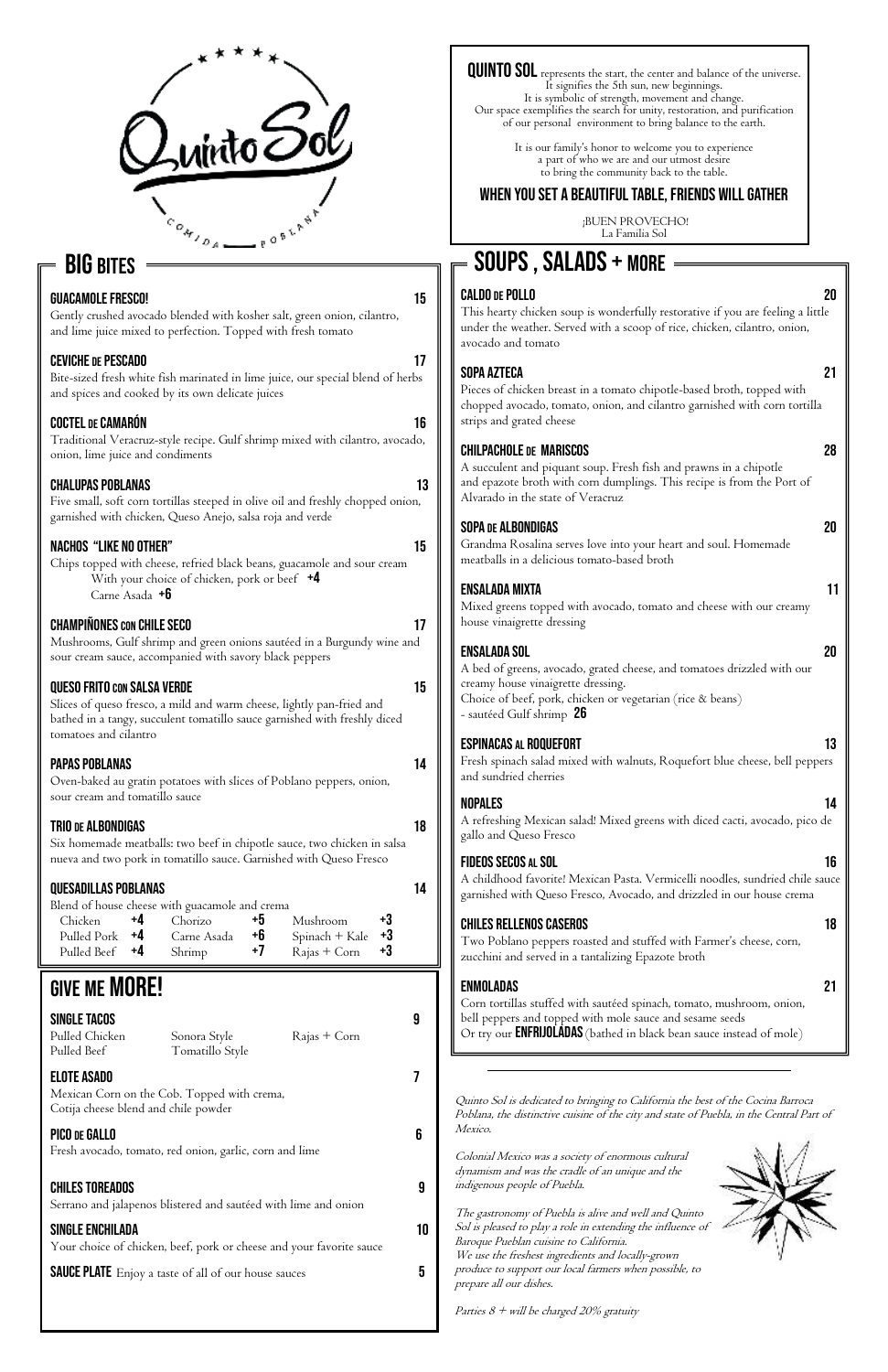# Quinto Sol

COMIDA POBLANA

**QUINTO SOL** represents the start, the center and balance of the universe. It signifies the 5th sun, new beginnings. It is symbolic of strength, movement and change. Our space exemplifies the search for unity, restoration, and purification of our personal environment to bring balance to the earth.

It is our family's honor to welcome you to experience a part of who we are and our utmost desire to bring the community back to the table.

**WHEN YOU SET A BEAUTIFUL TABLE, FRIENDS WILL GATHER**

¡BUEN PROVECHO!
La Familia Sol

## BIG BITES

**GUACAMOLE FRESCO!** — 15
Gently crushed avocado blended with kosher salt, green onion, cilantro, and lime juice mixed to perfection. Topped with fresh tomato

**CEVICHE DE PESCADO** — 17
Bite-sized fresh white fish marinated in lime juice, our special blend of herbs and spices and cooked by its own delicate juices

**COCTEL DE CAMARÓN** — 16
Traditional Veracruz-style recipe. Gulf shrimp mixed with cilantro, avocado, onion, lime juice and condiments

**CHALUPAS POBLANAS** — 13
Five small, soft corn tortillas steeped in olive oil and freshly chopped onion, garnished with chicken, Queso Anejo, salsa roja and verde

**NACHOS "LIKE NO OTHER"** — 15
Chips topped with cheese, refried black beans, guacamole and sour cream
With your choice of chicken, pork or beef **+4**
Carne Asada **+6**

**CHAMPIÑONES CON CHILE SECO** — 17
Mushrooms, Gulf shrimp and green onions sautéed in a Burgundy wine and sour cream sauce, accompanied with savory black peppers

**QUESO FRITO CON SALSA VERDE** — 15
Slices of queso fresco, a mild and warm cheese, lightly pan-fried and bathed in a tangy, succulent tomatillo sauce garnished with freshly diced tomatoes and cilantro

**PAPAS POBLANAS** — 14
Oven-baked au gratin potatoes with slices of Poblano peppers, onion, sour cream and tomatillo sauce

**TRIO DE ALBONDIGAS** — 18
Six homemade meatballs: two beef in chipotle sauce, two chicken in salsa nueva and two pork in tomatillo sauce. Garnished with Queso Fresco

**QUESADILLAS POBLANAS** — 14
Blend of house cheese with guacamole and crema

| | | | | | |
|---|---|---|---|---|---|
| Chicken | +4 | Chorizo | +5 | Mushroom | +3 |
| Pulled Pork | +4 | Carne Asada | +6 | Spinach + Kale | +3 |
| Pulled Beef | +4 | Shrimp | +7 | Rajas + Corn | +3 |

## GIVE ME MORE!

**SINGLE TACOS** — 9
Pulled Chicken, Pulled Beef, Sonora Style, Tomatillo Style, Rajas + Corn

**ELOTE ASADO** — 7
Mexican Corn on the Cob. Topped with crema, Cotija cheese blend and chile powder

**PICO DE GALLO** — 6
Fresh avocado, tomato, red onion, garlic, corn and lime

**CHILES TOREADOS** — 9
Serrano and jalapenos blistered and sautéed with lime and onion

**SINGLE ENCHILADA** — 10
Your choice of chicken, beef, pork or cheese and your favorite sauce

**SAUCE PLATE** Enjoy a taste of all of our house sauces — 5

## SOUPS , SALADS + MORE

**CALDO DE POLLO** — 20
This hearty chicken soup is wonderfully restorative if you are feeling a little under the weather. Served with a scoop of rice, chicken, cilantro, onion, avocado and tomato

**SOPA AZTECA** — 21
Pieces of chicken breast in a tomato chipotle-based broth, topped with chopped avocado, tomato, onion, and cilantro garnished with corn tortilla strips and grated cheese

**CHILPACHOLE DE MARISCOS** — 28
A succulent and piquant soup. Fresh fish and prawns in a chipotle and epazote broth with corn dumplings. This recipe is from the Port of Alvarado in the state of Veracruz

**SOPA DE ALBONDIGAS** — 20
Grandma Rosalina serves love into your heart and soul. Homemade meatballs in a delicious tomato-based broth

**ENSALADA MIXTA** — 11
Mixed greens topped with avocado, tomato and cheese with our creamy house vinaigrette dressing

**ENSALADA SOL** — 20
A bed of greens, avocado, grated cheese, and tomatoes drizzled with our creamy house vinaigrette dressing.
Choice of beef, pork, chicken or vegetarian (rice & beans)
- sautéed Gulf shrimp **26**

**ESPINACAS AL ROQUEFORT** — 13
Fresh spinach salad mixed with walnuts, Roquefort blue cheese, bell peppers and sundried cherries

**NOPALES** — 14
A refreshing Mexican salad! Mixed greens with diced cacti, avocado, pico de gallo and Queso Fresco

**FIDEOS SECOS AL SOL** — 16
A childhood favorite! Mexican Pasta. Vermicelli noodles, sundried chile sauce garnished with Queso Fresco, Avocado, and drizzled in our house crema

**CHILES RELLENOS CASEROS** — 18
Two Poblano peppers roasted and stuffed with Farmer's cheese, corn, zucchini and served in a tantalizing Epazote broth

**ENMOLADAS** — 21
Corn tortillas stuffed with sautéed spinach, tomato, mushroom, onion, bell peppers and topped with mole sauce and sesame seeds
Or try our **ENFRIJOLADAS** (bathed in black bean sauce instead of mole)

*Quinto Sol is dedicated to bringing to California the best of the Cocina Barroca Poblana, the distinctive cuisine of the city and state of Puebla, in the Central Part of Mexico.*

*Colonial Mexico was a society of enormous cultural dynamism and was the cradle of an unique and the indigenous people of Puebla.*

*The gastronomy of Puebla is alive and well and Quinto Sol is pleased to play a role in extending the influence of Baroque Pueblan cuisine to California.*
*We use the freshest ingredients and locally-grown produce to support our local farmers when possible, to prepare all our dishes.*

*Parties 8 + will be charged 20% gratuity*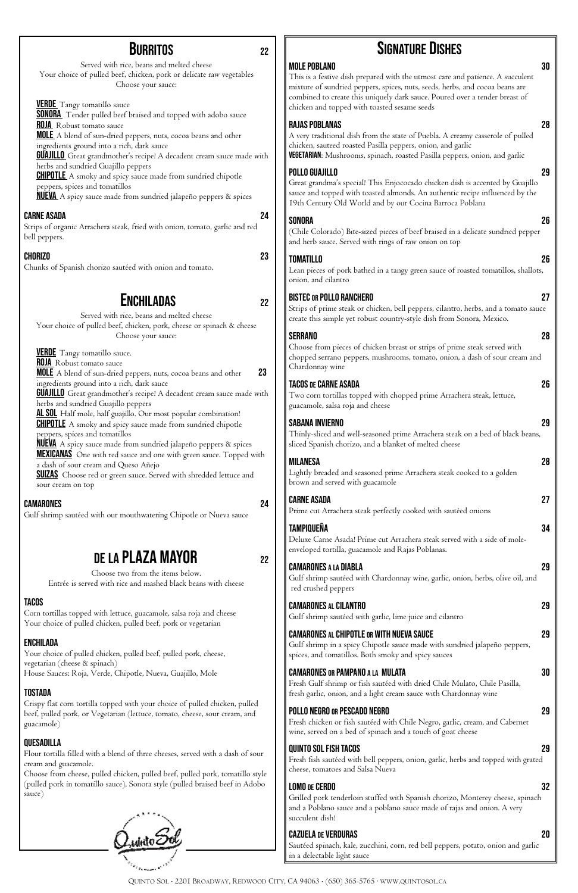## Burritos 22

Served with rice, beans and melted cheese
Your choice of pulled beef, chicken, pork or delicate raw vegetables
Choose your sauce:

**Verde** Tangy tomatillo sauce
**Sonora** Tender pulled beef braised and topped with adobo sauce
**Roja** Robust tomato sauce
**Mole** A blend of sun-dried peppers, nuts, cocoa beans and other ingredients ground into a rich, dark sauce
**Guajillo** Great grandmother's recipe! A decadent cream sauce made with herbs and sundried Guajillo peppers
**Chipotle** A smoky and spicy sauce made from sundried chipotle peppers, spices and tomatillos
**Nueva** A spicy sauce made from sundried jalapeño peppers & spices

### Carne Asada 24

Strips of organic Arrachera steak, fried with onion, tomato, garlic and red bell peppers.

### Chorizo 23

Chunks of Spanish chorizo sautéed with onion and tomato.

## Enchiladas 22

Served with rice, beans and melted cheese
Your choice of pulled beef, chicken, pork, cheese or spinach & cheese
Choose your sauce:

**Verde** Tangy tomatillo sauce.
**Roja** Robust tomato sauce
**Mole** A blend of sun-dried peppers, nuts, cocoa beans and other ingredients ground into a rich, dark sauce 23
**Guajillo** Great grandmother's recipe! A decadent cream sauce made with herbs and sundried Guajillo peppers
**Al Sol** Half mole, half guajillo. Our most popular combination!
**Chipotle** A smoky and spicy sauce made from sundried chipotle peppers, spices and tomatillos
**Nueva** A spicy sauce made from sundried jalapeño peppers & spices
**Mexicanas** One with red sauce and one with green sauce. Topped with a dash of sour cream and Queso Añejo
**Suizas** Choose red or green sauce. Served with shredded lettuce and sour cream on top

### Camarones 24

Gulf shrimp sautéed with our mouthwatering Chipotle or Nueva sauce

## De la Plaza Mayor 22

Choose two from the items below.
Entrée is served with rice and mashed black beans with cheese

### Tacos

Corn tortillas topped with lettuce, guacamole, salsa roja and cheese
Your choice of pulled chicken, pulled beef, pork or vegetarian

### Enchilada

Your choice of pulled chicken, pulled beef, pulled pork, cheese, vegetarian (cheese & spinach)
House Sauces: Roja, Verde, Chipotle, Nueva, Guajillo, Mole

### Tostada

Crispy flat corn tortilla topped with your choice of pulled chicken, pulled beef, pulled pork, or Vegetarian (lettuce, tomato, cheese, sour cream, and guacamole)

### Quesadilla

Flour tortilla filled with a blend of three cheeses, served with a dash of sour cream and guacamole.
Choose from cheese, pulled chicken, pulled beef, pulled pork, tomatillo style (pulled pork in tomatillo sauce), Sonora style (pulled braised beef in Adobo sauce)

## Signature Dishes

### Mole Poblano 30

This is a festive dish prepared with the utmost care and patience. A succulent mixture of sundried peppers, spices, nuts, seeds, herbs, and cocoa beans are combined to create this uniquely dark sauce. Poured over a tender breast of chicken and topped with toasted sesame seeds

### Rajas Poblanas 28

A very traditional dish from the state of Puebla. A creamy casserole of pulled chicken, sauteed roasted Pasilla peppers, onion, and garlic
**Vegetarian**: Mushrooms, spinach, roasted Pasilla peppers, onion, and garlic

### Pollo Guajillo 29

Great grandma's special! This Enjococado chicken dish is accented by Guajillo sauce and topped with toasted almonds. An authentic recipe influenced by the 19th Century Old World and by our Cocina Barroca Poblana

### Sonora 26

(Chile Colorado) Bite-sized pieces of beef braised in a delicate sundried pepper and herb sauce. Served with rings of raw onion on top

### Tomatillo 26

Lean pieces of pork bathed in a tangy green sauce of roasted tomatillos, shallots, onion, and cilantro

### Bistec or Pollo Ranchero 27

Strips of prime steak or chicken, bell peppers, cilantro, herbs, and a tomato sauce create this simple yet robust country-style dish from Sonora, Mexico.

### Serrano 28

Choose from pieces of chicken breast or strips of prime steak served with chopped serrano peppers, mushrooms, tomato, onion, a dash of sour cream and Chardonnay wine

### Tacos de Carne Asada 26

Two corn tortillas topped with chopped prime Arrachera steak, lettuce, guacamole, salsa roja and cheese

### Sabana Invierno 29

Thinly-sliced and well-seasoned prime Arrachera steak on a bed of black beans, sliced Spanish chorizo, and a blanket of melted cheese

### Milanesa 28

Lightly breaded and seasoned prime Arrachera steak cooked to a golden brown and served with guacamole

### Carne Asada 27

Prime cut Arrachera steak perfectly cooked with sautéed onions

### Tampiqueña 34

Deluxe Carne Asada! Prime cut Arrachera steak served with a side of mole-enveloped tortilla, guacamole and Rajas Poblanas.

### Camarones a la Diabla 29

Gulf shrimp sautéed with Chardonnay wine, garlic, onion, herbs, olive oil, and red crushed peppers

### Camarones al Cilantro 29

Gulf shrimp sautéed with garlic, lime juice and cilantro

### Camarones al Chipotle or with Nueva Sauce 29

Gulf shrimp in a spicy Chipotle sauce made with sundried jalapeño peppers, spices, and tomatillos. Both smoky and spicy sauces

### Camarones or Pampano a la Mulata 30

Fresh Gulf shrimp or fish sautéed with dried Chile Mulato, Chile Pasilla, fresh garlic, onion, and a light cream sauce with Chardonnay wine

### Pollo Negro or Pescado Negro 29

Fresh chicken or fish sautéed with Chile Negro, garlic, cream, and Cabernet wine, served on a bed of spinach and a touch of goat cheese

### Quinto Sol Fish Tacos 29

Fresh fish sautéed with bell peppers, onion, garlic, herbs and topped with grated cheese, tomatoes and Salsa Nueva

### Lomo de Cerdo 32

Grilled pork tenderloin stuffed with Spanish chorizo, Monterey cheese, spinach and a Poblano sauce and a poblano sauce made of rajas and onion. A very succulent dish!

### Cazuela de Verduras 20

Sautéed spinach, kale, zucchini, corn, red bell peppers, potato, onion and garlic in a delectable light sauce

Quinto Sol · 2201 Broadway, Redwood City, CA 94063 · (650) 365-5765 · www.quintosol.ca